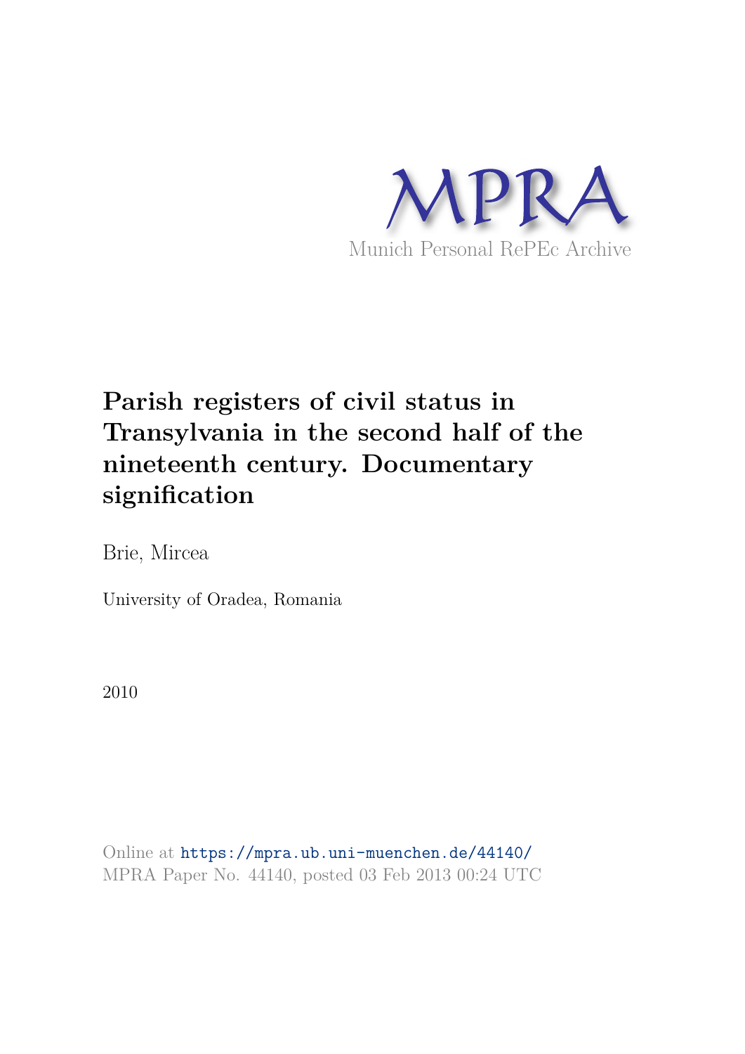MPRA

Munich Personal RePEc Archive

# Parish registers of civil status in Transylvania in the second half of the nineteenth century. Documentary signification

Brie, Mircea

University of Oradea, Romania

2010

Online at https://mpra.ub.uni-muenchen.de/44140/
MPRA Paper No. 44140, posted 03 Feb 2013 00:24 UTC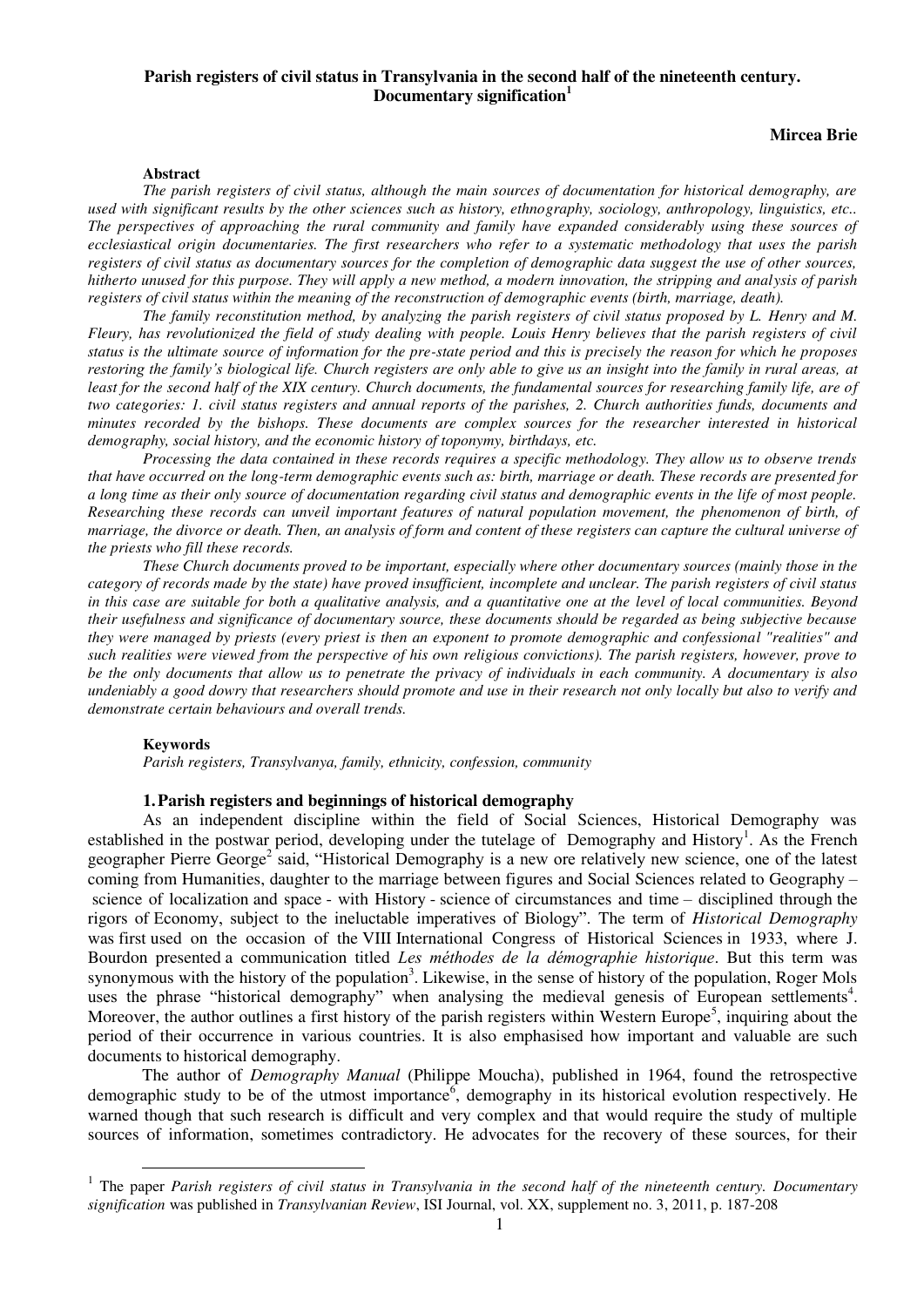# Parish registers of civil status in Transylvania in the second half of the nineteenth century. Documentary signification[1]

**Mircea Brie**

**Abstract**

*The parish registers of civil status, although the main sources of documentation for historical demography, are used with significant results by the other sciences such as history, ethnography, sociology, anthropology, linguistics, etc.. The perspectives of approaching the rural community and family have expanded considerably using these sources of ecclesiastical origin documentaries. The first researchers who refer to a systematic methodology that uses the parish registers of civil status as documentary sources for the completion of demographic data suggest the use of other sources, hitherto unused for this purpose. They will apply a new method, a modern innovation, the stripping and analysis of parish registers of civil status within the meaning of the reconstruction of demographic events (birth, marriage, death).*

*The family reconstitution method, by analyzing the parish registers of civil status proposed by L. Henry and M. Fleury, has revolutionized the field of study dealing with people. Louis Henry believes that the parish registers of civil status is the ultimate source of information for the pre-state period and this is precisely the reason for which he proposes restoring the family's biological life. Church registers are only able to give us an insight into the family in rural areas, at least for the second half of the XIX century. Church documents, the fundamental sources for researching family life, are of two categories: 1. civil status registers and annual reports of the parishes, 2. Church authorities funds, documents and minutes recorded by the bishops. These documents are complex sources for the researcher interested in historical demography, social history, and the economic history of toponymy, birthdays, etc.*

*Processing the data contained in these records requires a specific methodology. They allow us to observe trends that have occurred on the long-term demographic events such as: birth, marriage or death. These records are presented for a long time as their only source of documentation regarding civil status and demographic events in the life of most people. Researching these records can unveil important features of natural population movement, the phenomenon of birth, of marriage, the divorce or death. Then, an analysis of form and content of these registers can capture the cultural universe of the priests who fill these records.*

*These Church documents proved to be important, especially where other documentary sources (mainly those in the category of records made by the state) have proved insufficient, incomplete and unclear. The parish registers of civil status in this case are suitable for both a qualitative analysis, and a quantitative one at the level of local communities. Beyond their usefulness and significance of documentary source, these documents should be regarded as being subjective because they were managed by priests (every priest is then an exponent to promote demographic and confessional "realities" and such realities were viewed from the perspective of his own religious convictions). The parish registers, however, prove to be the only documents that allow us to penetrate the privacy of individuals in each community. A documentary is also undeniably a good dowry that researchers should promote and use in their research not only locally but also to verify and demonstrate certain behaviours and overall trends.*

**Keywords**

*Parish registers, Transylvanya, family, ethnicity, confession, community*

## 1. Parish registers and beginnings of historical demography

As an independent discipline within the field of Social Sciences, Historical Demography was established in the postwar period, developing under the tutelage of Demography and History[1]. As the French geographer Pierre George[2] said, "Historical Demography is a new ore relatively new science, one of the latest coming from Humanities, daughter to the marriage between figures and Social Sciences related to Geography – science of localization and space - with History - science of circumstances and time – disciplined through the rigors of Economy, subject to the ineluctable imperatives of Biology". The term of *Historical Demography* was first used on the occasion of the VIII International Congress of Historical Sciences in 1933, where J. Bourdon presented a communication titled *Les méthodes de la démographie historique*. But this term was synonymous with the history of the population[3]. Likewise, in the sense of history of the population, Roger Mols uses the phrase "historical demography" when analysing the medieval genesis of European settlements[4]. Moreover, the author outlines a first history of the parish registers within Western Europe[5], inquiring about the period of their occurrence in various countries. It is also emphasised how important and valuable are such documents to historical demography.

The author of *Demography Manual* (Philippe Moucha), published in 1964, found the retrospective demographic study to be of the utmost importance[6], demography in its historical evolution respectively. He warned though that such research is difficult and very complex and that would require the study of multiple sources of information, sometimes contradictory. He advocates for the recovery of these sources, for their

---

[1] The paper *Parish registers of civil status in Transylvania in the second half of the nineteenth century. Documentary signification* was published in *Transylvanian Review*, ISI Journal, vol. XX, supplement no. 3, 2011, p. 187-208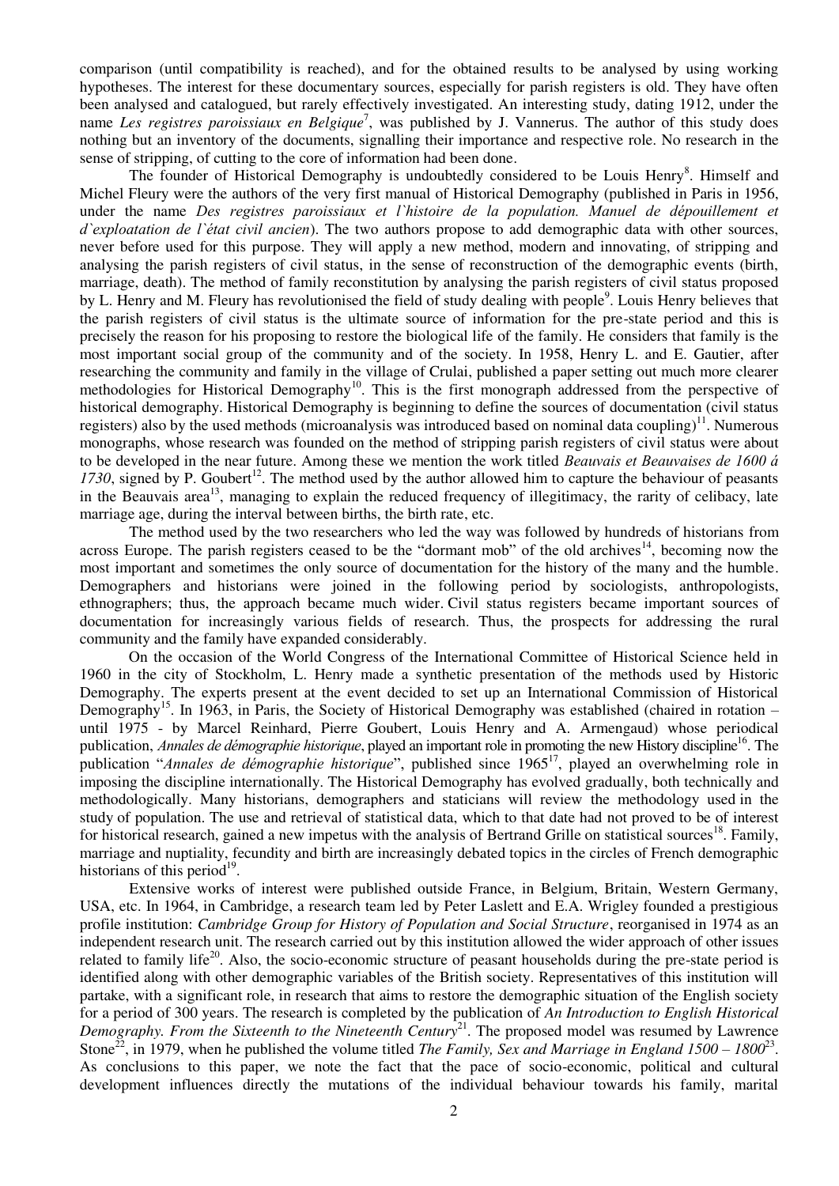comparison (until compatibility is reached), and for the obtained results to be analysed by using working hypotheses. The interest for these documentary sources, especially for parish registers is old. They have often been analysed and catalogued, but rarely effectively investigated. An interesting study, dating 1912, under the name *Les registres paroissiaux en Belgique*[7], was published by J. Vannerus. The author of this study does nothing but an inventory of the documents, signalling their importance and respective role. No research in the sense of stripping, of cutting to the core of information had been done.

The founder of Historical Demography is undoubtedly considered to be Louis Henry[8]. Himself and Michel Fleury were the authors of the very first manual of Historical Demography (published in Paris in 1956, under the name *Des registres paroissiaux et l`histoire de la population. Manuel de dépouillement et d`exploatation de l`état civil ancien*). The two authors propose to add demographic data with other sources, never before used for this purpose. They will apply a new method, modern and innovating, of stripping and analysing the parish registers of civil status, in the sense of reconstruction of the demographic events (birth, marriage, death). The method of family reconstitution by analysing the parish registers of civil status proposed by L. Henry and M. Fleury has revolutionised the field of study dealing with people[9]. Louis Henry believes that the parish registers of civil status is the ultimate source of information for the pre-state period and this is precisely the reason for his proposing to restore the biological life of the family. He considers that family is the most important social group of the community and of the society. In 1958, Henry L. and E. Gautier, after researching the community and family in the village of Crulai, published a paper setting out much more clearer methodologies for Historical Demography[10]. This is the first monograph addressed from the perspective of historical demography. Historical Demography is beginning to define the sources of documentation (civil status registers) also by the used methods (microanalysis was introduced based on nominal data coupling)[11]. Numerous monographs, whose research was founded on the method of stripping parish registers of civil status were about to be developed in the near future. Among these we mention the work titled *Beauvais et Beauvaises de 1600 á 1730*, signed by P. Goubert[12]. The method used by the author allowed him to capture the behaviour of peasants in the Beauvais area[13], managing to explain the reduced frequency of illegitimacy, the rarity of celibacy, late marriage age, during the interval between births, the birth rate, etc.

The method used by the two researchers who led the way was followed by hundreds of historians from across Europe. The parish registers ceased to be the "dormant mob" of the old archives[14], becoming now the most important and sometimes the only source of documentation for the history of the many and the humble. Demographers and historians were joined in the following period by sociologists, anthropologists, ethnographers; thus, the approach became much wider. Civil status registers became important sources of documentation for increasingly various fields of research. Thus, the prospects for addressing the rural community and the family have expanded considerably.

On the occasion of the World Congress of the International Committee of Historical Science held in 1960 in the city of Stockholm, L. Henry made a synthetic presentation of the methods used by Historic Demography. The experts present at the event decided to set up an International Commission of Historical Demography[15]. In 1963, in Paris, the Society of Historical Demography was established (chaired in rotation – until 1975 - by Marcel Reinhard, Pierre Goubert, Louis Henry and A. Armengaud) whose periodical publication, *Annales de démographie historique*, played an important role in promoting the new History discipline[16]. The publication "*Annales de démographie historique*", published since 1965[17], played an overwhelming role in imposing the discipline internationally. The Historical Demography has evolved gradually, both technically and methodologically. Many historians, demographers and staticians will review the methodology used in the study of population. The use and retrieval of statistical data, which to that date had not proved to be of interest for historical research, gained a new impetus with the analysis of Bertrand Grille on statistical sources[18]. Family, marriage and nuptiality, fecundity and birth are increasingly debated topics in the circles of French demographic historians of this period[19].

Extensive works of interest were published outside France, in Belgium, Britain, Western Germany, USA, etc. In 1964, in Cambridge, a research team led by Peter Laslett and E.A. Wrigley founded a prestigious profile institution: *Cambridge Group for History of Population and Social Structure*, reorganised in 1974 as an independent research unit. The research carried out by this institution allowed the wider approach of other issues related to family life[20]. Also, the socio-economic structure of peasant households during the pre-state period is identified along with other demographic variables of the British society. Representatives of this institution will partake, with a significant role, in research that aims to restore the demographic situation of the English society for a period of 300 years. The research is completed by the publication of *An Introduction to English Historical Demography. From the Sixteenth to the Nineteenth Century*[21]. The proposed model was resumed by Lawrence Stone[22], in 1979, when he published the volume titled *The Family, Sex and Marriage in England 1500 – 1800*[23]. As conclusions to this paper, we note the fact that the pace of socio-economic, political and cultural development influences directly the mutations of the individual behaviour towards his family, marital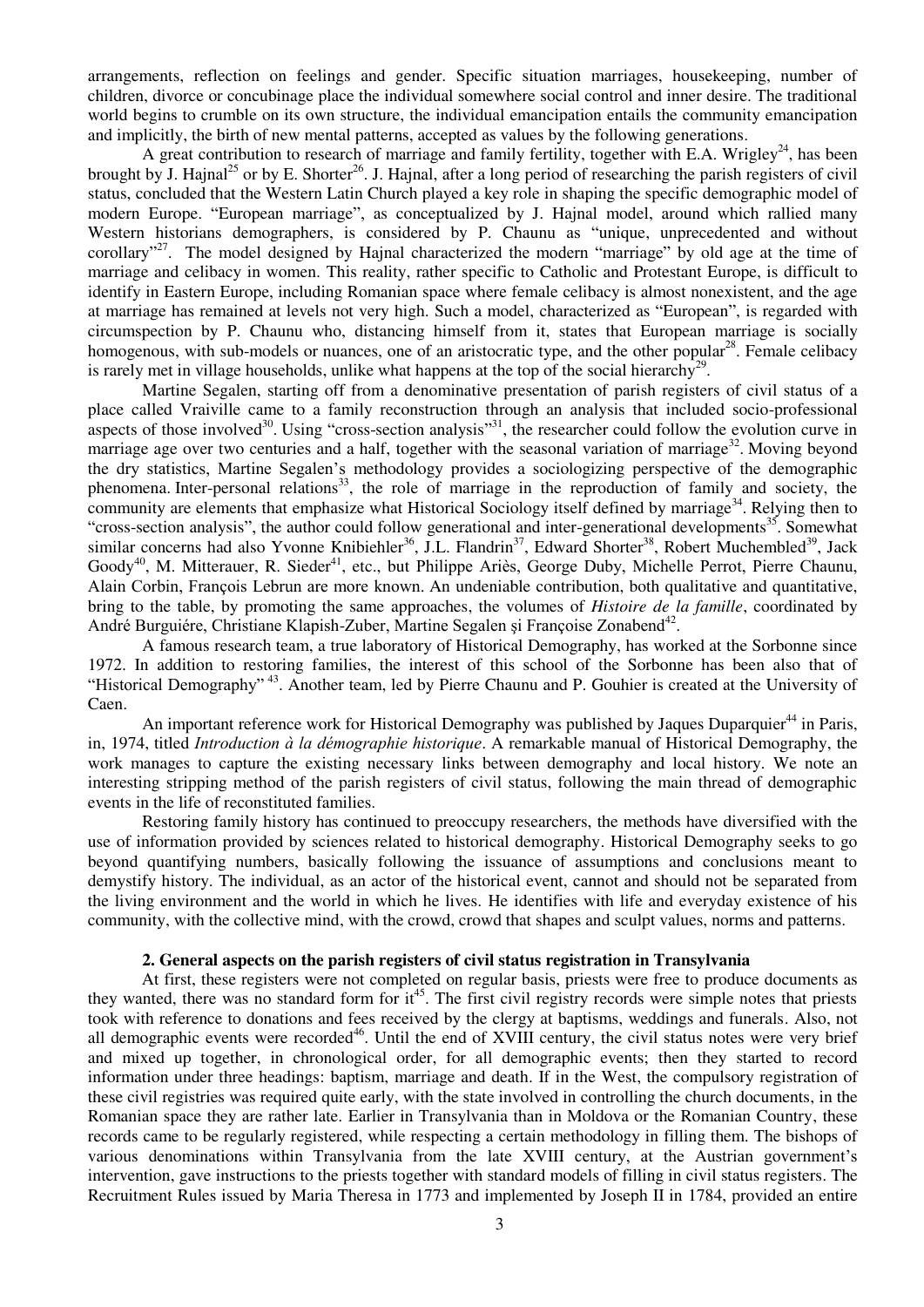arrangements, reflection on feelings and gender. Specific situation marriages, housekeeping, number of children, divorce or concubinage place the individual somewhere social control and inner desire. The traditional world begins to crumble on its own structure, the individual emancipation entails the community emancipation and implicitly, the birth of new mental patterns, accepted as values by the following generations.

A great contribution to research of marriage and family fertility, together with E.A. Wrigley[24], has been brought by J. Hajnal[25] or by E. Shorter[26]. J. Hajnal, after a long period of researching the parish registers of civil status, concluded that the Western Latin Church played a key role in shaping the specific demographic model of modern Europe. "European marriage", as conceptualized by J. Hajnal model, around which rallied many Western historians demographers, is considered by P. Chaunu as "unique, unprecedented and without corollary"[27]. The model designed by Hajnal characterized the modern "marriage" by old age at the time of marriage and celibacy in women. This reality, rather specific to Catholic and Protestant Europe, is difficult to identify in Eastern Europe, including Romanian space where female celibacy is almost nonexistent, and the age at marriage has remained at levels not very high. Such a model, characterized as "European", is regarded with circumspection by P. Chaunu who, distancing himself from it, states that European marriage is socially homogenous, with sub-models or nuances, one of an aristocratic type, and the other popular[28]. Female celibacy is rarely met in village households, unlike what happens at the top of the social hierarchy[29].

Martine Segalen, starting off from a denominative presentation of parish registers of civil status of a place called Vraiville came to a family reconstruction through an analysis that included socio-professional aspects of those involved[30]. Using "cross-section analysis"[31], the researcher could follow the evolution curve in marriage age over two centuries and a half, together with the seasonal variation of marriage[32]. Moving beyond the dry statistics, Martine Segalen's methodology provides a sociologizing perspective of the demographic phenomena. Inter-personal relations[33], the role of marriage in the reproduction of family and society, the community are elements that emphasize what Historical Sociology itself defined by marriage[34]. Relying then to "cross-section analysis", the author could follow generational and inter-generational developments[35]. Somewhat similar concerns had also Yvonne Knibiehler[36], J.L. Flandrin[37], Edward Shorter[38], Robert Muchembled[39], Jack Goody[40], M. Mitterauer, R. Sieder[41], etc., but Philippe Ariès, George Duby, Michelle Perrot, Pierre Chaunu, Alain Corbin, François Lebrun are more known. An undeniable contribution, both qualitative and quantitative, bring to the table, by promoting the same approaches, the volumes of *Histoire de la famille*, coordinated by André Burguiére, Christiane Klapish-Zuber, Martine Segalen şi Françoise Zonabend[42].

A famous research team, a true laboratory of Historical Demography, has worked at the Sorbonne since 1972. In addition to restoring families, the interest of this school of the Sorbonne has been also that of "Historical Demography" [43]. Another team, led by Pierre Chaunu and P. Gouhier is created at the University of Caen.

An important reference work for Historical Demography was published by Jaques Duparquier[44] in Paris, in, 1974, titled *Introduction à la démographie historique*. A remarkable manual of Historical Demography, the work manages to capture the existing necessary links between demography and local history. We note an interesting stripping method of the parish registers of civil status, following the main thread of demographic events in the life of reconstituted families.

Restoring family history has continued to preoccupy researchers, the methods have diversified with the use of information provided by sciences related to historical demography. Historical Demography seeks to go beyond quantifying numbers, basically following the issuance of assumptions and conclusions meant to demystify history. The individual, as an actor of the historical event, cannot and should not be separated from the living environment and the world in which he lives. He identifies with life and everyday existence of his community, with the collective mind, with the crowd, crowd that shapes and sculpt values, norms and patterns.

### 2. General aspects on the parish registers of civil status registration in Transylvania

At first, these registers were not completed on regular basis, priests were free to produce documents as they wanted, there was no standard form for it[45]. The first civil registry records were simple notes that priests took with reference to donations and fees received by the clergy at baptisms, weddings and funerals. Also, not all demographic events were recorded[46]. Until the end of XVIII century, the civil status notes were very brief and mixed up together, in chronological order, for all demographic events; then they started to record information under three headings: baptism, marriage and death. If in the West, the compulsory registration of these civil registries was required quite early, with the state involved in controlling the church documents, in the Romanian space they are rather late. Earlier in Transylvania than in Moldova or the Romanian Country, these records came to be regularly registered, while respecting a certain methodology in filling them. The bishops of various denominations within Transylvania from the late XVIII century, at the Austrian government's intervention, gave instructions to the priests together with standard models of filling in civil status registers. The Recruitment Rules issued by Maria Theresa in 1773 and implemented by Joseph II in 1784, provided an entire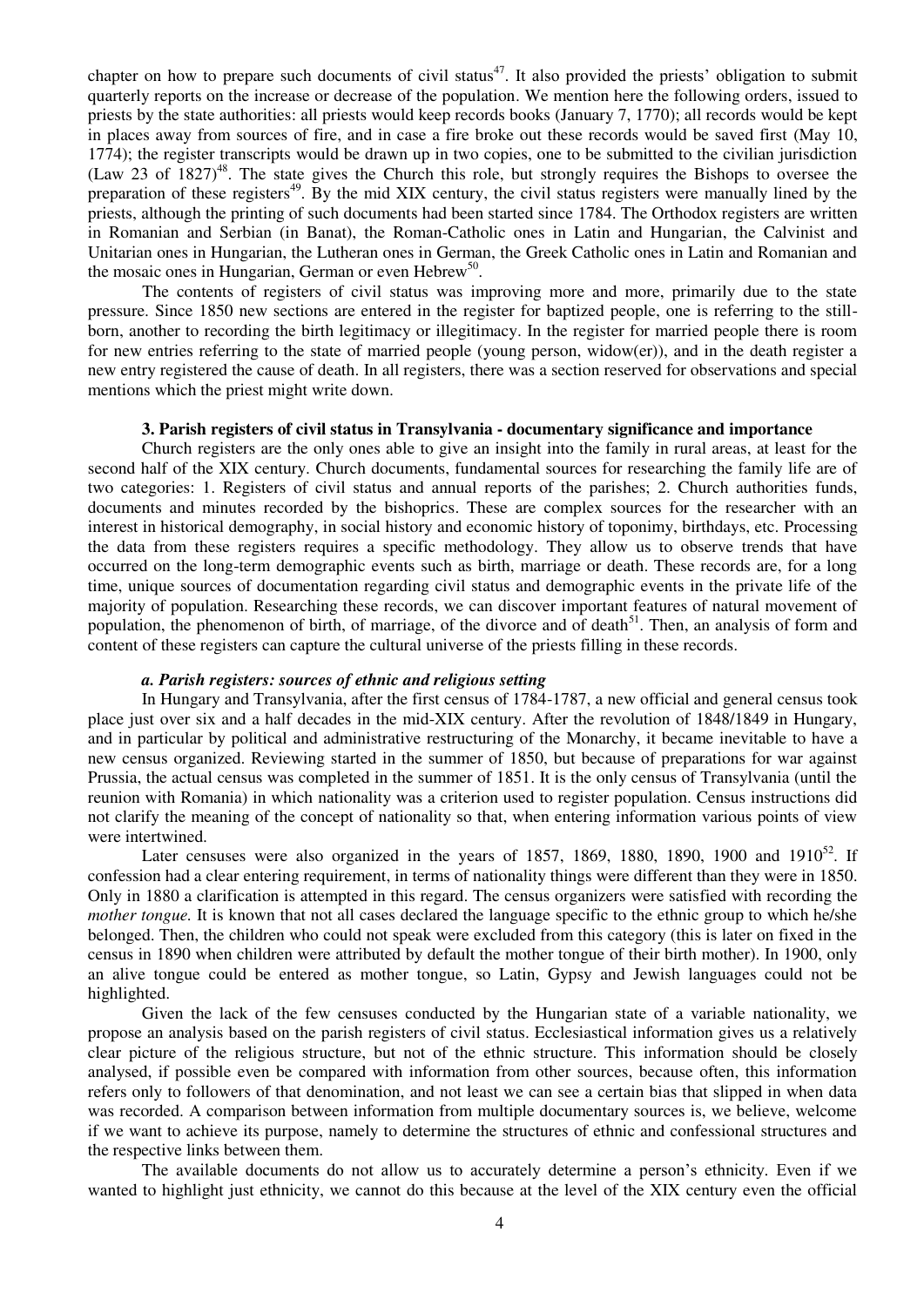chapter on how to prepare such documents of civil status[47]. It also provided the priests' obligation to submit quarterly reports on the increase or decrease of the population. We mention here the following orders, issued to priests by the state authorities: all priests would keep records books (January 7, 1770); all records would be kept in places away from sources of fire, and in case a fire broke out these records would be saved first (May 10, 1774); the register transcripts would be drawn up in two copies, one to be submitted to the civilian jurisdiction (Law 23 of 1827)[48]. The state gives the Church this role, but strongly requires the Bishops to oversee the preparation of these registers[49]. By the mid XIX century, the civil status registers were manually lined by the priests, although the printing of such documents had been started since 1784. The Orthodox registers are written in Romanian and Serbian (in Banat), the Roman-Catholic ones in Latin and Hungarian, the Calvinist and Unitarian ones in Hungarian, the Lutheran ones in German, the Greek Catholic ones in Latin and Romanian and the mosaic ones in Hungarian, German or even Hebrew[50].

The contents of registers of civil status was improving more and more, primarily due to the state pressure. Since 1850 new sections are entered in the register for baptized people, one is referring to the still-born, another to recording the birth legitimacy or illegitimacy. In the register for married people there is room for new entries referring to the state of married people (young person, widow(er)), and in the death register a new entry registered the cause of death. In all registers, there was a section reserved for observations and special mentions which the priest might write down.

### 3. Parish registers of civil status in Transylvania - documentary significance and importance

Church registers are the only ones able to give an insight into the family in rural areas, at least for the second half of the XIX century. Church documents, fundamental sources for researching the family life are of two categories: 1. Registers of civil status and annual reports of the parishes; 2. Church authorities funds, documents and minutes recorded by the bishoprics. These are complex sources for the researcher with an interest in historical demography, in social history and economic history of toponymy, birthdays, etc. Processing the data from these registers requires a specific methodology. They allow us to observe trends that have occurred on the long-term demographic events such as birth, marriage or death. These records are, for a long time, unique sources of documentation regarding civil status and demographic events in the private life of the majority of population. Researching these records, we can discover important features of natural movement of population, the phenomenon of birth, of marriage, of the divorce and of death[51]. Then, an analysis of form and content of these registers can capture the cultural universe of the priests filling in these records.

#### *a. Parish registers: sources of ethnic and religious setting*

In Hungary and Transylvania, after the first census of 1784-1787, a new official and general census took place just over six and a half decades in the mid-XIX century. After the revolution of 1848/1849 in Hungary, and in particular by political and administrative restructuring of the Monarchy, it became inevitable to have a new census organized. Reviewing started in the summer of 1850, but because of preparations for war against Prussia, the actual census was completed in the summer of 1851. It is the only census of Transylvania (until the reunion with Romania) in which nationality was a criterion used to register population. Census instructions did not clarify the meaning of the concept of nationality so that, when entering information various points of view were intertwined.

Later censuses were also organized in the years of 1857, 1869, 1880, 1890, 1900 and 1910[52]. If confession had a clear entering requirement, in terms of nationality things were different than they were in 1850. Only in 1880 a clarification is attempted in this regard. The census organizers were satisfied with recording the *mother tongue*. It is known that not all cases declared the language specific to the ethnic group to which he/she belonged. Then, the children who could not speak were excluded from this category (this is later on fixed in the census in 1890 when children were attributed by default the mother tongue of their birth mother). In 1900, only an alive tongue could be entered as mother tongue, so Latin, Gypsy and Jewish languages could not be highlighted.

Given the lack of the few censuses conducted by the Hungarian state of a variable nationality, we propose an analysis based on the parish registers of civil status. Ecclesiastical information gives us a relatively clear picture of the religious structure, but not of the ethnic structure. This information should be closely analysed, if possible even be compared with information from other sources, because often, this information refers only to followers of that denomination, and not least we can see a certain bias that slipped in when data was recorded. A comparison between information from multiple documentary sources is, we believe, welcome if we want to achieve its purpose, namely to determine the structures of ethnic and confessional structures and the respective links between them.

The available documents do not allow us to accurately determine a person's ethnicity. Even if we wanted to highlight just ethnicity, we cannot do this because at the level of the XIX century even the official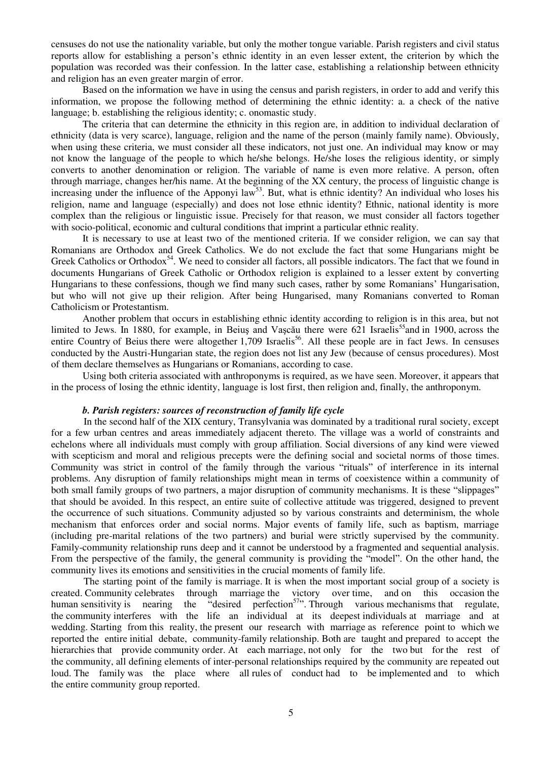censuses do not use the nationality variable, but only the mother tongue variable. Parish registers and civil status reports allow for establishing a person's ethnic identity in an even lesser extent, the criterion by which the population was recorded was their confession. In the latter case, establishing a relationship between ethnicity and religion has an even greater margin of error.

Based on the information we have in using the census and parish registers, in order to add and verify this information, we propose the following method of determining the ethnic identity: a. a check of the native language; b. establishing the religious identity; c. onomastic study.

The criteria that can determine the ethnicity in this region are, in addition to individual declaration of ethnicity (data is very scarce), language, religion and the name of the person (mainly family name). Obviously, when using these criteria, we must consider all these indicators, not just one. An individual may know or may not know the language of the people to which he/she belongs. He/she loses the religious identity, or simply converts to another denomination or religion. The variable of name is even more relative. A person, often through marriage, changes her/his name. At the beginning of the XX century, the process of linguistic change is increasing under the influence of the Apponyi law[53]. But, what is ethnic identity? An individual who loses his religion, name and language (especially) and does not lose ethnic identity? Ethnic, national identity is more complex than the religious or linguistic issue. Precisely for that reason, we must consider all factors together with socio-political, economic and cultural conditions that imprint a particular ethnic reality.

It is necessary to use at least two of the mentioned criteria. If we consider religion, we can say that Romanians are Orthodox and Greek Catholics. We do not exclude the fact that some Hungarians might be Greek Catholics or Orthodox[54]. We need to consider all factors, all possible indicators. The fact that we found in documents Hungarians of Greek Catholic or Orthodox religion is explained to a lesser extent by converting Hungarians to these confessions, though we find many such cases, rather by some Romanians' Hungarisation, but who will not give up their religion. After being Hungarised, many Romanians converted to Roman Catholicism or Protestantism.

Another problem that occurs in establishing ethnic identity according to religion is in this area, but not limited to Jews. In 1880, for example, in Beiuş and Vaşcău there were 621 Israelis[55]and in 1900, across the entire Country of Beius there were altogether 1,709 Israelis[56]. All these people are in fact Jews. In censuses conducted by the Austri-Hungarian state, the region does not list any Jew (because of census procedures). Most of them declare themselves as Hungarians or Romanians, according to case.

Using both criteria associated with anthroponyms is required, as we have seen. Moreover, it appears that in the process of losing the ethnic identity, language is lost first, then religion and, finally, the anthroponym.

### *b. Parish registers: sources of reconstruction of family life cycle*

In the second half of the XIX century, Transylvania was dominated by a traditional rural society, except for a few urban centres and areas immediately adjacent thereto. The village was a world of constraints and echelons where all individuals must comply with group affiliation. Social diversions of any kind were viewed with scepticism and moral and religious precepts were the defining social and societal norms of those times. Community was strict in control of the family through the various "rituals" of interference in its internal problems. Any disruption of family relationships might mean in terms of coexistence within a community of both small family groups of two partners, a major disruption of community mechanisms. It is these "slippages" that should be avoided. In this respect, an entire suite of collective attitude was triggered, designed to prevent the occurrence of such situations. Community adjusted so by various constraints and determinism, the whole mechanism that enforces order and social norms. Major events of family life, such as baptism, marriage (including pre-marital relations of the two partners) and burial were strictly supervised by the community. Family-community relationship runs deep and it cannot be understood by a fragmented and sequential analysis. From the perspective of the family, the general community is providing the "model". On the other hand, the community lives its emotions and sensitivities in the crucial moments of family life.

The starting point of the family is marriage. It is when the most important social group of a society is created. Community celebrates through marriage the victory over time, and on this occasion the human sensitivity is nearing the "desired perfection[57]". Through various mechanisms that regulate, the community interferes with the life an individual at its deepest individuals at marriage and at wedding. Starting from this reality, the present our research with marriage as reference point to which we reported the entire initial debate, community-family relationship. Both are taught and prepared to accept the hierarchies that provide community order. At each marriage, not only for the two but for the rest of the community, all defining elements of inter-personal relationships required by the community are repeated out loud. The family was the place where all rules of conduct had to be implemented and to which the entire community group reported.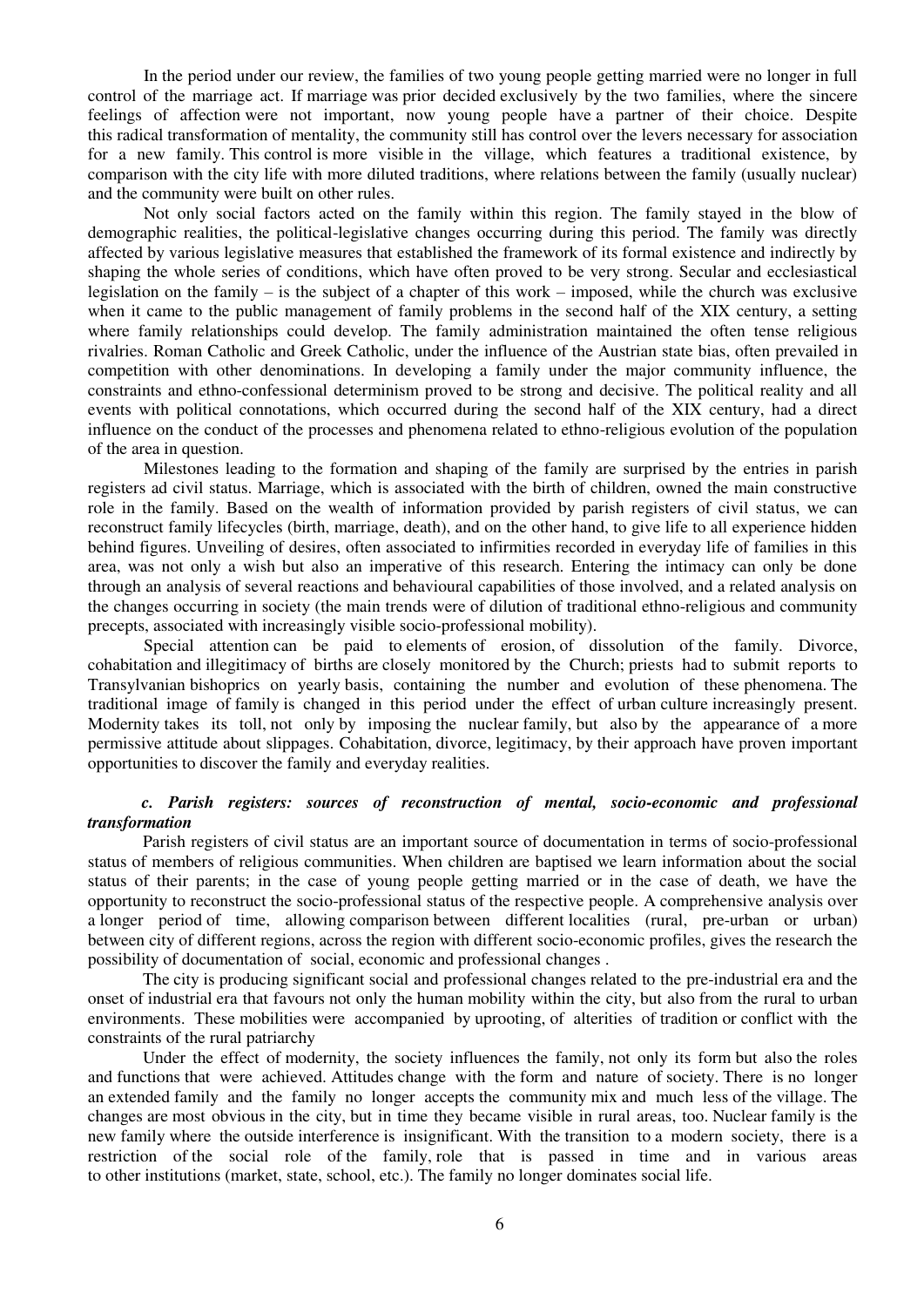In the period under our review, the families of two young people getting married were no longer in full control of the marriage act. If marriage was prior decided exclusively by the two families, where the sincere feelings of affection were not important, now young people have a partner of their choice. Despite this radical transformation of mentality, the community still has control over the levers necessary for association for a new family. This control is more visible in the village, which features a traditional existence, by comparison with the city life with more diluted traditions, where relations between the family (usually nuclear) and the community were built on other rules.

Not only social factors acted on the family within this region. The family stayed in the blow of demographic realities, the political-legislative changes occurring during this period. The family was directly affected by various legislative measures that established the framework of its formal existence and indirectly by shaping the whole series of conditions, which have often proved to be very strong. Secular and ecclesiastical legislation on the family – is the subject of a chapter of this work – imposed, while the church was exclusive when it came to the public management of family problems in the second half of the XIX century, a setting where family relationships could develop. The family administration maintained the often tense religious rivalries. Roman Catholic and Greek Catholic, under the influence of the Austrian state bias, often prevailed in competition with other denominations. In developing a family under the major community influence, the constraints and ethno-confessional determinism proved to be strong and decisive. The political reality and all events with political connotations, which occurred during the second half of the XIX century, had a direct influence on the conduct of the processes and phenomena related to ethno-religious evolution of the population of the area in question.

Milestones leading to the formation and shaping of the family are surprised by the entries in parish registers ad civil status. Marriage, which is associated with the birth of children, owned the main constructive role in the family. Based on the wealth of information provided by parish registers of civil status, we can reconstruct family lifecycles (birth, marriage, death), and on the other hand, to give life to all experience hidden behind figures. Unveiling of desires, often associated to infirmities recorded in everyday life of families in this area, was not only a wish but also an imperative of this research. Entering the intimacy can only be done through an analysis of several reactions and behavioural capabilities of those involved, and a related analysis on the changes occurring in society (the main trends were of dilution of traditional ethno-religious and community precepts, associated with increasingly visible socio-professional mobility).

Special attention can be paid to elements of erosion, of dissolution of the family. Divorce, cohabitation and illegitimacy of births are closely monitored by the Church; priests had to submit reports to Transylvanian bishoprics on yearly basis, containing the number and evolution of these phenomena. The traditional image of family is changed in this period under the effect of urban culture increasingly present. Modernity takes its toll, not only by imposing the nuclear family, but also by the appearance of a more permissive attitude about slippages. Cohabitation, divorce, legitimacy, by their approach have proven important opportunities to discover the family and everyday realities.

### *c. Parish registers: sources of reconstruction of mental, socio-economic and professional transformation*

Parish registers of civil status are an important source of documentation in terms of socio-professional status of members of religious communities. When children are baptised we learn information about the social status of their parents; in the case of young people getting married or in the case of death, we have the opportunity to reconstruct the socio-professional status of the respective people. A comprehensive analysis over a longer period of time, allowing comparison between different localities (rural, pre-urban or urban) between city of different regions, across the region with different socio-economic profiles, gives the research the possibility of documentation of social, economic and professional changes .

The city is producing significant social and professional changes related to the pre-industrial era and the onset of industrial era that favours not only the human mobility within the city, but also from the rural to urban environments. These mobilities were accompanied by uprooting, of alterities of tradition or conflict with the constraints of the rural patriarchy

Under the effect of modernity, the society influences the family, not only its form but also the roles and functions that were achieved. Attitudes change with the form and nature of society. There is no longer an extended family and the family no longer accepts the community mix and much less of the village. The changes are most obvious in the city, but in time they became visible in rural areas, too. Nuclear family is the new family where the outside interference is insignificant. With the transition to a modern society, there is a restriction of the social role of the family, role that is passed in time and in various areas to other institutions (market, state, school, etc.). The family no longer dominates social life.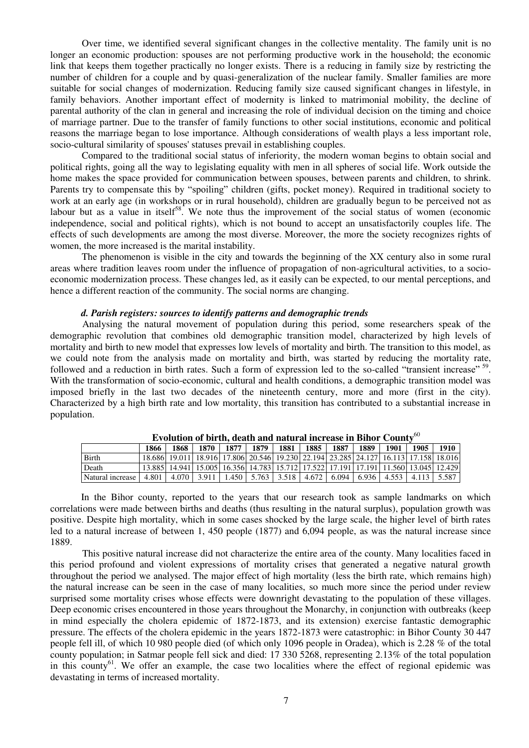Over time, we identified several significant changes in the collective mentality. The family unit is no longer an economic production: spouses are not performing productive work in the household; the economic link that keeps them together practically no longer exists. There is a reducing in family size by restricting the number of children for a couple and by quasi-generalization of the nuclear family. Smaller families are more suitable for social changes of modernization. Reducing family size caused significant changes in lifestyle, in family behaviors. Another important effect of modernity is linked to matrimonial mobility, the decline of parental authority of the clan in general and increasing the role of individual decision on the timing and choice of marriage partner. Due to the transfer of family functions to other social institutions, economic and political reasons the marriage began to lose importance. Although considerations of wealth plays a less important role, socio-cultural similarity of spouses' statuses prevail in establishing couples.

Compared to the traditional social status of inferiority, the modern woman begins to obtain social and political rights, going all the way to legislating equality with men in all spheres of social life. Work outside the home makes the space provided for communication between spouses, between parents and children, to shrink. Parents try to compensate this by "spoiling" children (gifts, pocket money). Required in traditional society to work at an early age (in workshops or in rural household), children are gradually begun to be perceived not as labour but as a value in itself[58]. We note thus the improvement of the social status of women (economic independence, social and political rights), which is not bound to accept an unsatisfactorily couples life. The effects of such developments are among the most diverse. Moreover, the more the society recognizes rights of women, the more increased is the marital instability.

The phenomenon is visible in the city and towards the beginning of the XX century also in some rural areas where tradition leaves room under the influence of propagation of non-agricultural activities, to a socio-economic modernization process. These changes led, as it easily can be expected, to our mental perceptions, and hence a different reaction of the community. The social norms are changing.

***d. Parish registers: sources to identify patterns and demographic trends***

Analysing the natural movement of population during this period, some researchers speak of the demographic revolution that combines old demographic transition model, characterized by high levels of mortality and birth to new model that expresses low levels of mortality and birth. The transition to this model, as we could note from the analysis made on mortality and birth, was started by reducing the mortality rate, followed and a reduction in birth rates. Such a form of expression led to the so-called "transient increase"[59]. With the transformation of socio-economic, cultural and health conditions, a demographic transition model was imposed briefly in the last two decades of the nineteenth century, more and more (first in the city). Characterized by a high birth rate and low mortality, this transition has contributed to a substantial increase in population.

**Evolution of birth, death and natural increase in Bihor County**[60]

| | 1866 | 1868 | 1870 | 1877 | 1879 | 1881 | 1885 | 1887 | 1889 | 1901 | 1905 | 1910 |
|---|---|---|---|---|---|---|---|---|---|---|---|---|
| Birth | 18.686 | 19.011 | 18.916 | 17.806 | 20.546 | 19.230 | 22.194 | 23.285 | 24.127 | 16.113 | 17.158 | 18.016 |
| Death | 13.885 | 14.941 | 15.005 | 16.356 | 14.783 | 15.712 | 17.522 | 17.191 | 17.191 | 11.560 | 13.045 | 12.429 |
| Natural increase | 4.801 | 4.070 | 3.911 | 1.450 | 5.763 | 3.518 | 4.672 | 6.094 | 6.936 | 4.553 | 4.113 | 5.587 |

In the Bihor county, reported to the years that our research took as sample landmarks on which correlations were made between births and deaths (thus resulting in the natural surplus), population growth was positive. Despite high mortality, which in some cases shocked by the large scale, the higher level of birth rates led to a natural increase of between 1, 450 people (1877) and 6,094 people, as was the natural increase since 1889.

This positive natural increase did not characterize the entire area of the county. Many localities faced in this period profound and violent expressions of mortality crises that generated a negative natural growth throughout the period we analysed. The major effect of high mortality (less the birth rate, which remains high) the natural increase can be seen in the case of many localities, so much more since the period under review surprised some mortality crises whose effects were downright devastating to the population of these villages. Deep economic crises encountered in those years throughout the Monarchy, in conjunction with outbreaks (keep in mind especially the cholera epidemic of 1872-1873, and its extension) exercise fantastic demographic pressure. The effects of the cholera epidemic in the years 1872-1873 were catastrophic: in Bihor County 30 447 people fell ill, of which 10 980 people died (of which only 1096 people in Oradea), which is 2.28 % of the total county population; in Satmar people fell sick and died: 17 330 5268, representing 2.13% of the total population in this county[61]. We offer an example, the case two localities where the effect of regional epidemic was devastating in terms of increased mortality.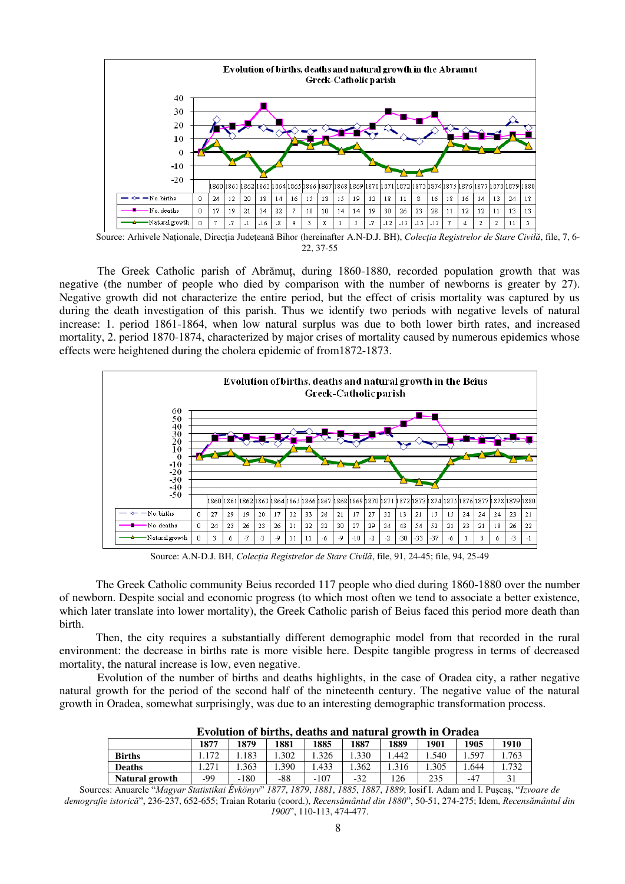**Evolution of births, deaths and natural growth in the Abramut Greek-Catholic parish**

| | 1860 | 1861 | 1862 | 1863 | 1864 | 1865 | 1866 | 1867 | 1868 | 1869 | 1870 | 1871 | 1872 | 1873 | 1874 | 1875 | 1876 | 1877 | 1878 | 1879 | 1880 |
|---|---|---|---|---|---|---|---|---|---|---|---|---|---|---|---|---|---|---|---|---|---|
| No. births | 0 | 24 | 12 | 20 | 18 | 14 | 16 | 15 | 18 | 15 | 19 | 12 | 18 | 11 | 8 | 16 | 18 | 16 | 14 | 13 | 24 | 18 |
| No. deaths | 0 | 17 | 19 | 21 | 34 | 22 | 7 | 10 | 10 | 14 | 14 | 19 | 30 | 26 | 23 | 28 | 11 | 12 | 12 | 11 | 13 | 13 |
| Natural growth | 0 | 7 | -7 | -1 | -16 | -8 | 9 | 5 | 8 | 1 | 5 | -7 | -12 | -15 | -15 | -12 | 7 | 4 | 2 | 2 | 11 | 5 |

Source: Arhivele Naționale, Direcția Județeană Bihor (hereinafter A.N-D.J. BH), *Colecția Registrelor de Stare Civilă*, file, 7, 6-22, 37-55

The Greek Catholic parish of Abrămuț, during 1860-1880, recorded population growth that was negative (the number of people who died by comparison with the number of newborns is greater by 27). Negative growth did not characterize the entire period, but the effect of crisis mortality was captured by us during the death investigation of this parish. Thus we identify two periods with negative levels of natural increase: 1. period 1861-1864, when low natural surplus was due to both lower birth rates, and increased mortality, 2. period 1870-1874, characterized by major crises of mortality caused by numerous epidemics whose effects were heightened during the cholera epidemic of from1872-1873.

**Evolution of births, deaths and natural growth in the Beius Greek-Catholic parish**

| | 1860 | 1861 | 1862 | 1863 | 1864 | 1865 | 1866 | 1867 | 1868 | 1869 | 1870 | 1871 | 1872 | 1873 | 1874 | 1875 | 1876 | 1877 | 1878 | 1879 | 1880 |
|---|---|---|---|---|---|---|---|---|---|---|---|---|---|---|---|---|---|---|---|---|---|
| No. births | 0 | 27 | 29 | 19 | 20 | 17 | 32 | 33 | 26 | 21 | 17 | 27 | 32 | 13 | 21 | 15 | 15 | 24 | 24 | 24 | 23 | 21 |
| No. deaths | 0 | 24 | 23 | 26 | 23 | 26 | 21 | 22 | 32 | 30 | 27 | 29 | 34 | 43 | 54 | 52 | 21 | 23 | 21 | 18 | 26 | 22 |
| Natural growth | 0 | 3 | 6 | -7 | -3 | -9 | 11 | 11 | -6 | -9 | -10 | -2 | -2 | -30 | -33 | -37 | -6 | 1 | 3 | 6 | -3 | -1 |

Source: A.N-D.J. BH, *Colecția Registrelor de Stare Civilă*, file, 91, 24-45; file, 94, 25-49

The Greek Catholic community Beius recorded 117 people who died during 1860-1880 over the number of newborn. Despite social and economic progress (to which most often we tend to associate a better existence, which later translate into lower mortality), the Greek Catholic parish of Beius faced this period more death than birth.

Then, the city requires a substantially different demographic model from that recorded in the rural environment: the decrease in births rate is more visible here. Despite tangible progress in terms of decreased mortality, the natural increase is low, even negative.

Evolution of the number of births and deaths highlights, in the case of Oradea city, a rather negative natural growth for the period of the second half of the nineteenth century. The negative value of the natural growth in Oradea, somewhat surprisingly, was due to an interesting demographic transformation process.

**Evolution of births, deaths and natural growth in Oradea**

| | 1877 | 1879 | 1881 | 1885 | 1887 | 1889 | 1901 | 1905 | 1910 |
|---|---|---|---|---|---|---|---|---|---|
| **Births** | 1.172 | 1.183 | 1.302 | 1.326 | 1.330 | 1.442 | 1.540 | 1.597 | 1.763 |
| **Deaths** | 1.271 | 1.363 | 1.390 | 1.433 | 1.362 | 1.316 | 1.305 | 1.644 | 1.732 |
| **Natural growth** | -99 | -180 | -88 | -107 | -32 | 126 | 235 | -47 | 31 |

Sources: Anuarele "*Magyar Statistikai Évkönyv*" *1877*, *1879*, *1881*, *1885*, *1887*, *1889*; Iosif I. Adam and I. Pușcaș, "*Izvoare de demografie istorică*", 236-237, 652-655; Traian Rotariu (coord.), *Recensământul din 1880*", 50-51, 274-275; Idem, *Recensământul din 1900*", 110-113, 474-477.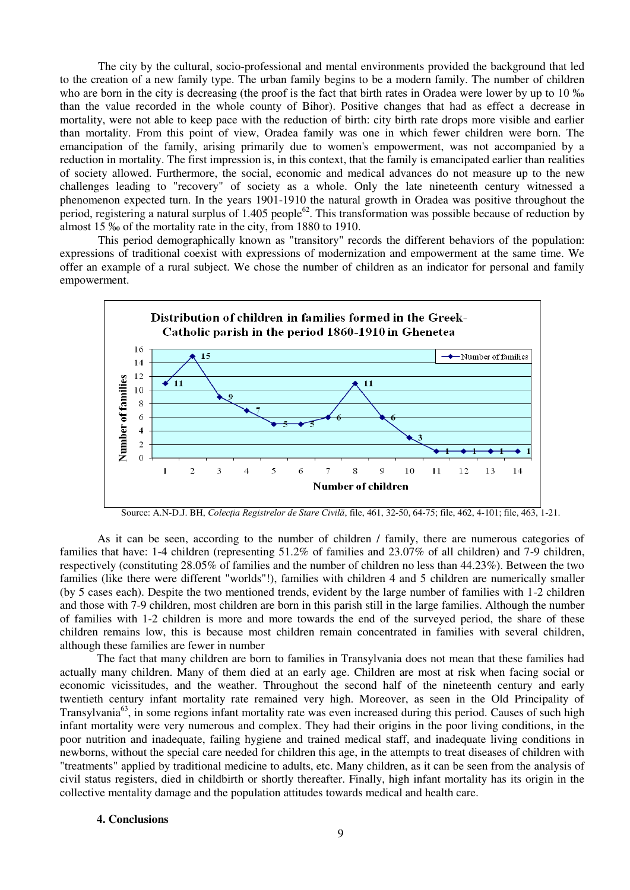The city by the cultural, socio-professional and mental environments provided the background that led to the creation of a new family type. The urban family begins to be a modern family. The number of children who are born in the city is decreasing (the proof is the fact that birth rates in Oradea were lower by up to 10 ‰ than the value recorded in the whole county of Bihor). Positive changes that had as effect a decrease in mortality, were not able to keep pace with the reduction of birth: city birth rate drops more visible and earlier than mortality. From this point of view, Oradea family was one in which fewer children were born. The emancipation of the family, arising primarily due to women's empowerment, was not accompanied by a reduction in mortality. The first impression is, in this context, that the family is emancipated earlier than realities of society allowed. Furthermore, the social, economic and medical advances do not measure up to the new challenges leading to "recovery" of society as a whole. Only the late nineteenth century witnessed a phenomenon expected turn. In the years 1901-1910 the natural growth in Oradea was positive throughout the period, registering a natural surplus of 1.405 people[62]. This transformation was possible because of reduction by almost 15 ‰ of the mortality rate in the city, from 1880 to 1910.

This period demographically known as "transitory" records the different behaviors of the population: expressions of traditional coexist with expressions of modernization and empowerment at the same time. We offer an example of a rural subject. We chose the number of children as an indicator for personal and family empowerment.

**Distribution of children in families formed in the Greek-Catholic parish in the period 1860-1910 in Ghenetea**

| Number of children | 1 | 2 | 3 | 4 | 5 | 6 | 7 | 8 | 9 | 10 | 11 | 12 | 13 | 14 |
|---|---|---|---|---|---|---|---|---|---|---|---|---|---|---|
| Number of families | 11 | 15 | 9 | 7 | 5 | 5 | 6 | 11 | 6 | 3 | 1 | 1 | 1 | 1 |

Source: A.N-D.J. BH, *Colecția Registrelor de Stare Civilă*, file, 461, 32-50, 64-75; file, 462, 4-101; file, 463, 1-21.

As it can be seen, according to the number of children / family, there are numerous categories of families that have: 1-4 children (representing 51.2% of families and 23.07% of all children) and 7-9 children, respectively (constituting 28.05% of families and the number of children no less than 44.23%). Between the two families (like there were different "worlds"!), families with children 4 and 5 children are numerically smaller (by 5 cases each). Despite the two mentioned trends, evident by the large number of families with 1-2 children and those with 7-9 children, most children are born in this parish still in the large families. Although the number of families with 1-2 children is more and more towards the end of the surveyed period, the share of these children remains low, this is because most children remain concentrated in families with several children, although these families are fewer in number

The fact that many children are born to families in Transylvania does not mean that these families had actually many children. Many of them died at an early age. Children are most at risk when facing social or economic vicissitudes, and the weather. Throughout the second half of the nineteenth century and early twentieth century infant mortality rate remained very high. Moreover, as seen in the Old Principality of Transylvania[63], in some regions infant mortality rate was even increased during this period. Causes of such high infant mortality were very numerous and complex. They had their origins in the poor living conditions, in the poor nutrition and inadequate, failing hygiene and trained medical staff, and inadequate living conditions in newborns, without the special care needed for children this age, in the attempts to treat diseases of children with "treatments" applied by traditional medicine to adults, etc. Many children, as it can be seen from the analysis of civil status registers, died in childbirth or shortly thereafter. Finally, high infant mortality has its origin in the collective mentality damage and the population attitudes towards medical and health care.

**4. Conclusions**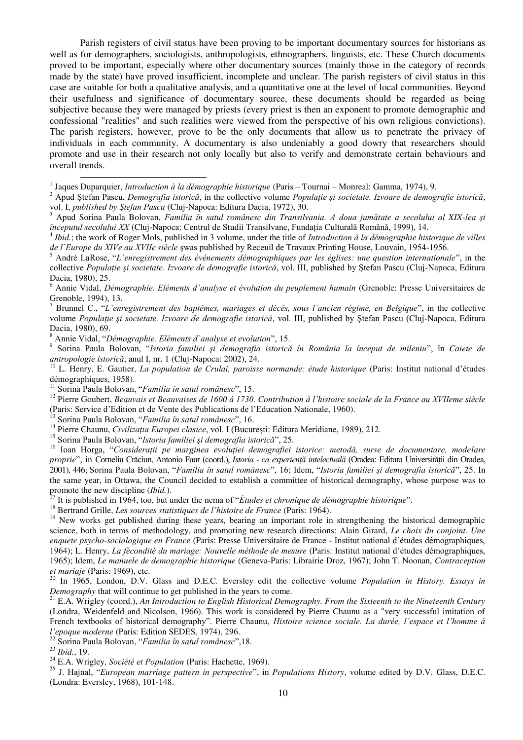Parish registers of civil status have been proving to be important documentary sources for historians as well as for demographers, sociologists, anthropologists, ethnographers, linguists, etc. These Church documents proved to be important, especially where other documentary sources (mainly those in the category of records made by the state) have proved insufficient, incomplete and unclear. The parish registers of civil status in this case are suitable for both a qualitative analysis, and a quantitative one at the level of local communities. Beyond their usefulness and significance of documentary source, these documents should be regarded as being subjective because they were managed by priests (every priest is then an exponent to promote demographic and confessional "realities" and such realities were viewed from the perspective of his own religious convictions). The parish registers, however, prove to be the only documents that allow us to penetrate the privacy of individuals in each community. A documentary is also undeniably a good dowry that researchers should promote and use in their research not only locally but also to verify and demonstrate certain behaviours and overall trends.

---

[1] Jaques Duparquier, *Introduction à la démographie historique* (Paris – Tournai – Monreal: Gamma, 1974), 9.

[2] Apud Ştefan Pascu, *Demografia istorică*, in the collective volume *Populaţie şi societate. Izvoare de demografie istorică*, vol. I, *published by Ştefan Pascu* (Cluj-Napoca: Editura Dacia, 1972), 30.

[3] Apud Sorina Paula Bolovan, *Familia în satul românesc din Transilvania. A doua jumătate a secolului al XIX-lea şi începutul secolului XX* (Cluj-Napoca: Centrul de Studii Transilvane, Fundaţia Culturală Română, 1999), 14.

[4] *Ibid.*; the work of Roger Mols, published in 3 volume, under the title of *Introduction à la démographie historique de villes de l`Europe du XIVe au XVIIe siècle* şwas published by Receuil de Travaux Printing House, Louvain, 1954-1956.

[5] André LaRose, "*L`enregistrement des événements démographiques par les églises: une question internationale*", in the collective *Populaţie şi societate. Izvoare de demografie istorică*, vol. III, published by Ştefan Pascu (Cluj-Napoca, Editura Dacia, 1980), 25.

[6] Annie Vidal, *Démographie. Eléments d`analyse et évolution du peuplement humain* (Grenoble: Presse Universitaires de Grenoble, 1994), 13.

[7] Brunnel C., "*L`enregistrement des baptêmes, mariages et décês, sous l`ancien régime, en Belgique*", in the collective volume *Populaţie şi societate. Izvoare de demografie istorică*, vol. III, published by Ştefan Pascu (Cluj-Napoca, Editura Dacia, 1980), 69.

[8] Annie Vidal, "*Démographie. Eléments d`analyse et evolution*", 15.

[9] Sorina Paula Bolovan, "*Istoria familiei şi demografia istorică în România la început de mileniu*", în *Caiete de antropologie istorică*, anul I, nr. 1 (Cluj-Napoca: 2002), 24.

[10] L. Henry, E. Gautier, *La population de Crulai, paroisse normande: étude historique* (Paris: Institut national d'études démographiques, 1958).

[11] Sorina Paula Bolovan, "*Familia în satul românesc*", 15.

[12] Pierre Goubert, *Beauvais et Beauvaises de 1600 á 1730. Contribution á l'histoire sociale de la France au XVIIeme siècle* (Paris: Service d'Edition et de Vente des Publications de l'Education Nationale, 1960).

[13] Sorina Paula Bolovan, "*Familia în satul românesc*", 16.

[14] Pierre Chaunu, *Civilizaţia Europei clasice*, vol. I (Bucureşti: Editura Meridiane, 1989), 212.

[15] Sorina Paula Bolovan, "*Istoria familiei şi demografia istorică*", 25.

[16] Ioan Horga, "*Consideraţii pe marginea evoluţiei demografiei istorice: metodă, surse de documentare, modelare proprie*", in Corneliu Crăciun, Antonio Faur (coord.), *Istoria - ca experienţă intelectuală* (Oradea: Editura Universităţii din Oradea, 2001), 446; Sorina Paula Bolovan, "*Familia în satul românesc*", 16; Idem, "*Istoria familiei şi demografia istorică*", 25. In the same year, in Ottawa, the Council decided to establish a committee of historical demography, whose purpose was to promote the new discipline (*Ibid.*).

[17] It is published in 1964, too, but under the nema of "*Études et chronique de démographie historique*".

[18] Bertrand Grille, *Les sources statistiques de l'histoire de France* (Paris: 1964).

[19] New works get published during these years, bearing an important role in strengthening the historical demographic science, both in terms of methodology, and promoting new research directions: Alain Girard, *Le choix du conjoint. Une enquete psycho-sociologique en France* (Paris: Presse Universitaire de France - Institut national d'études démographiques, 1964); L. Henry, *La fécondité du mariage: Nouvelle méthode de mesure* (Paris: Institut national d'études démographiques, 1965); Idem, *Le manuele de demographie historique* (Geneva-Paris: Librairie Droz, 1967); John T. Noonan, *Contraception et mariaje* (Paris: 1969), etc.

[20] In 1965, London, D.V. Glass and D.E.C. Eversley edit the collective volume *Population in History. Essays in Demography* that will continue to get published in the years to come.

[21] E.A. Wrigley (coord.), *An Introduction to English Historical Demography. From the Sixteenth to the Nineteenth Century* (Londra, Weidenfeld and Nicolson, 1966). This work is considered by Pierre Chaunu as a "very successful imitation of French textbooks of historical demography". Pierre Chaunu, *Histoire science sociale. La durée, l'espace et l'homme á l'epoque moderne* (Paris: Edition SEDES, 1974), 296.

[22] Sorina Paula Bolovan, "*Familia în satul românesc*",18.

[23] *Ibid.*, 19.

[24] E.A. Wrigley, *Société et Population* (Paris: Hachette, 1969).

[25] J. Hajnal, "*European marriage pattern in perspective*", in *Populations History*, volume edited by D.V. Glass, D.E.C. (Londra: Eversley, 1968), 101-148.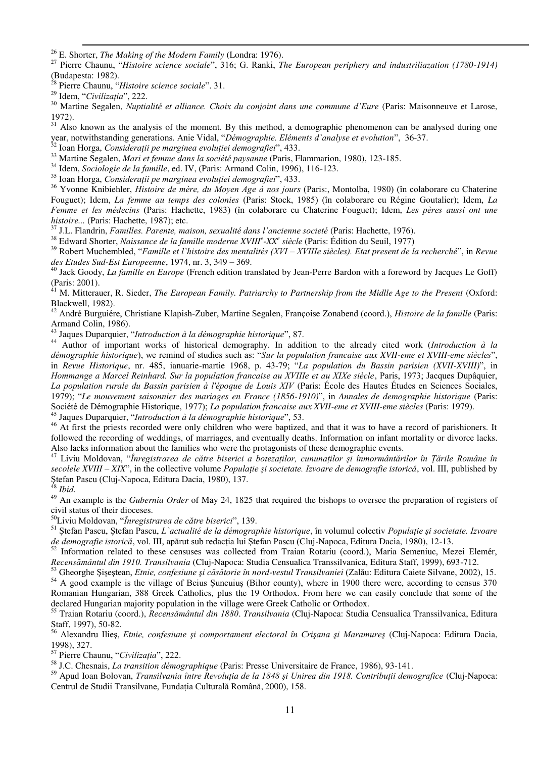[26] E. Shorter, *The Making of the Modern Family* (Londra: 1976).

[27] Pierre Chaunu, "*Histoire science sociale*", 316; G. Ranki, *The European periphery and industriliazation (1780-1914)* (Budapesta: 1982).

[28] Pierre Chaunu, "*Histoire science sociale*". 31.

[29] Idem, "*Civilizația*", 222.

[30] Martine Segalen, *Nuptialité et alliance. Choix du conjoint dans une commune d'Eure* (Paris: Maisonneuve et Larose, 1972).

[31] Also known as the analysis of the moment. By this method, a demographic phenomenon can be analysed during one year, notwithstanding generations. Anie Vidal, "*Démographie. Eléments d`analyse et evolution*", 36-37.

[32] Ioan Horga, *Considerații pe marginea evoluției demografiei*", 433.

[33] Martine Segalen, *Mari et femme dans la société paysanne* (Paris, Flammarion, 1980), 123-185.

[34] Idem, *Sociologie de la famille*, ed. IV, (Paris: Armand Colin, 1996), 116-123.

[35] Ioan Horga, *Considerații pe marginea evoluției demografiei*", 433.

[36] Yvonne Knibiehler, *Histoire de mère, du Moyen Age á nos jours* (Paris:, Montolba, 1980) (în colaborare cu Chaterine Fouguet); Idem, *La femme au temps des colonies* (Paris: Stock, 1985) (în colaborare cu Régine Goutalier); Idem, *La Femme et les médecins* (Paris: Hachette, 1983) (în colaborare cu Chaterine Fouguet); Idem, *Les pères aussi ont une histoire...* (Paris: Hachette, 1987); etc.

[37] J.L. Flandrin, *Familles. Parente, maison, sexualité dans l'ancienne societé* (Paris: Hachette, 1976).

[38] Edward Shorter, *Naissance de la famille moderne XVIII$^{e}$-XX$^{e}$ siècle* (Paris: Édition du Seuil, 1977)

[39] Robert Muchembled, "*Famille et l`histoire des mentalités (XVI – XVIIIe siècles). Etat present de la recherché*", in *Revue des Etudes Sud-Est Europeenne*, 1974, nr. 3, 349 – 369.

[40] Jack Goody, *La famille en Europe* (French edition translated by Jean-Perre Bardon with a foreword by Jacques Le Goff) (Paris: 2001).

[41] M. Mitterauer, R. Sieder, *The European Family. Patriarchy to Partnership from the Midlle Age to the Present* (Oxford: Blackwell, 1982).

[42] André Burguiére, Christiane Klapish-Zuber, Martine Segalen, Françoise Zonabend (coord.), *Histoire de la famille* (Paris: Armand Colin, 1986).

[43] Jaques Duparquier, "*Introduction à la démographie historique*", 87.

[44] Author of important works of historical demography. In addition to the already cited work (*Introduction à la démographie historique*), we remind of studies such as: "*Sur la population francaise aux XVII-eme et XVIII-eme siècles*", in *Revue Historique*, nr. 485, ianuarie-martie 1968, p. 43-79; "*La population du Bassin parisien (XVII-XVIII)*", in *Hommange a Marcel Reinhard. Sur la population francaise au XVIIIe et au XIXe siècle*, Paris, 1973; Jacques Dupâquier, *La population rurale du Bassin parisien à l'époque de Louis XIV* (Paris: École des Hautes Études en Sciences Sociales, 1979); "*Le mouvement saisonnier des mariages en France (1856-1910)*", in *Annales de demographie historique* (Paris: Société de Démographie Historique, 1977); *La population francaise aux XVII-eme et XVIII-eme siècles* (Paris: 1979).

[45] Jaques Duparquier, "*Introduction à la démographie historique*", 53.

[46] At first the priests recorded were only children who were baptized, and that it was to have a record of parishioners. It followed the recording of weddings, of marriages, and eventually deaths. Information on infant mortality or divorce lacks. Also lacks information about the families who were the protagonists of these demographic events.

[47] Liviu Moldovan, "*Înregistrarea de către biserici a botezaților, cununaților și înmormântărilor în Țările Române în secolele XVIII – XIX*", in the collective volume *Populație și societate. Izvoare de demografie istorică*, vol. III, published by Ștefan Pascu (Cluj-Napoca, Editura Dacia, 1980), 137.

[48] *Ibid.*

[49] An example is the *Gubernia Order* of May 24, 1825 that required the bishops to oversee the preparation of registers of civil status of their dioceses.

[50] Liviu Moldovan, "*Înregistrarea de către biserici*", 139.

[51] Ștefan Pascu, Ștefan Pascu, *L`actualité de la démographie historique*, în volumul colectiv *Populație și societate. Izvoare de demografie istorică*, vol. III, apărut sub redacția lui Ștefan Pascu (Cluj-Napoca, Editura Dacia, 1980), 12-13.

[52] Information related to these censuses was collected from Traian Rotariu (coord.), Maria Semeniuc, Mezei Elemér, *Recensământul din 1910. Transilvania* (Cluj-Napoca: Studia Censualica Transsilvanica, Editura Staff, 1999), 693-712.

[53] Gheorghe Șișeștean, *Etnie, confesiune și căsătorie în nord-vestul Transilvaniei* (Zalău: Editura Caiete Silvane, 2002), 15.

[54] A good example is the village of Beius Șuncuiuș (Bihor county), where in 1900 there were, according to census 370 Romanian Hungarian, 388 Greek Catholics, plus the 19 Orthodox. From here we can easily conclude that some of the declared Hungarian majority population in the village were Greek Catholic or Orthodox.

[55] Traian Rotariu (coord.), *Recensământul din 1880*. *Transilvania* (Cluj-Napoca: Studia Censualica Transsilvanica, Editura Staff, 1997), 50-82.

[56] Alexandru Ilieș, *Etnie, confesiune și comportament electoral în Crișana și Maramureș* (Cluj-Napoca: Editura Dacia, 1998), 327.

[57] Pierre Chaunu, "*Civilizația*", 222.

[58] J.C. Chesnais, *La transition démographique* (Paris: Presse Universitaire de France, 1986), 93-141.

[59] Apud Ioan Bolovan, *Transilvania între Revoluția de la 1848 și Unirea din 1918. Contribuții demografice* (Cluj-Napoca: Centrul de Studii Transilvane, Fundația Culturală Română, 2000), 158.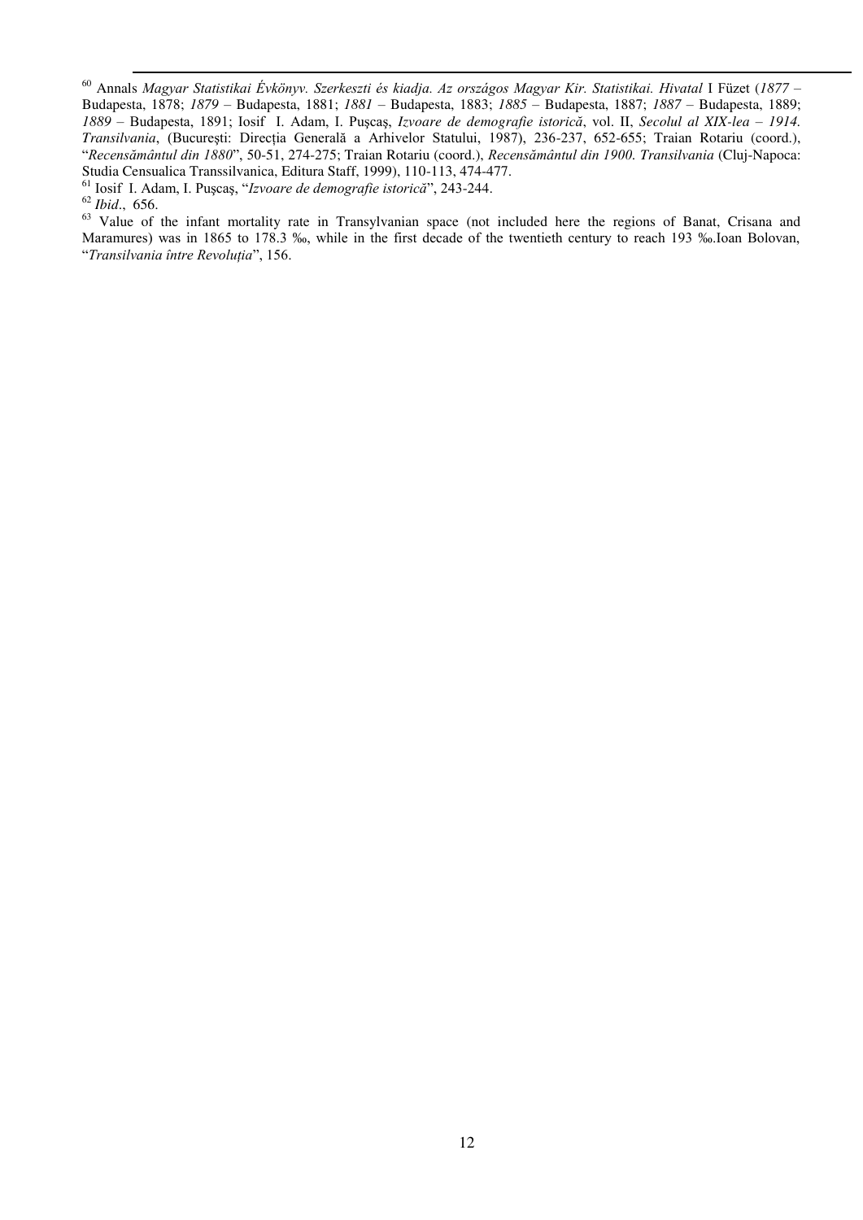[60] Annals *Magyar Statistikai Évkönyv. Szerkeszti és kiadja. Az országos Magyar Kir. Statistikai. Hivatal* I Füzet (*1877* – Budapesta, 1878; *1879* – Budapesta, 1881; *1881* – Budapesta, 1883; *1885* – Budapesta, 1887; *1887* – Budapesta, 1889; *1889* – Budapesta, 1891; Iosif I. Adam, I. Puşcaş, *Izvoare de demografie istorică*, vol. II, *Secolul al XIX-lea – 1914. Transilvania*, (Bucureşti: Direcţia Generală a Arhivelor Statului, 1987), 236-237, 652-655; Traian Rotariu (coord.), "*Recensământul din 1880*", 50-51, 274-275; Traian Rotariu (coord.), *Recensământul din 1900. Transilvania* (Cluj-Napoca: Studia Censualica Transsilvanica, Editura Staff, 1999), 110-113, 474-477.

[61] Iosif I. Adam, I. Puşcaş, "*Izvoare de demografie istorică*", 243-244.

[62] *Ibid*., 656.

[63] Value of the infant mortality rate in Transylvanian space (not included here the regions of Banat, Crisana and Maramures) was in 1865 to 178.3 ‰, while in the first decade of the twentieth century to reach 193 ‰.Ioan Bolovan, "*Transilvania între Revoluţia*", 156.